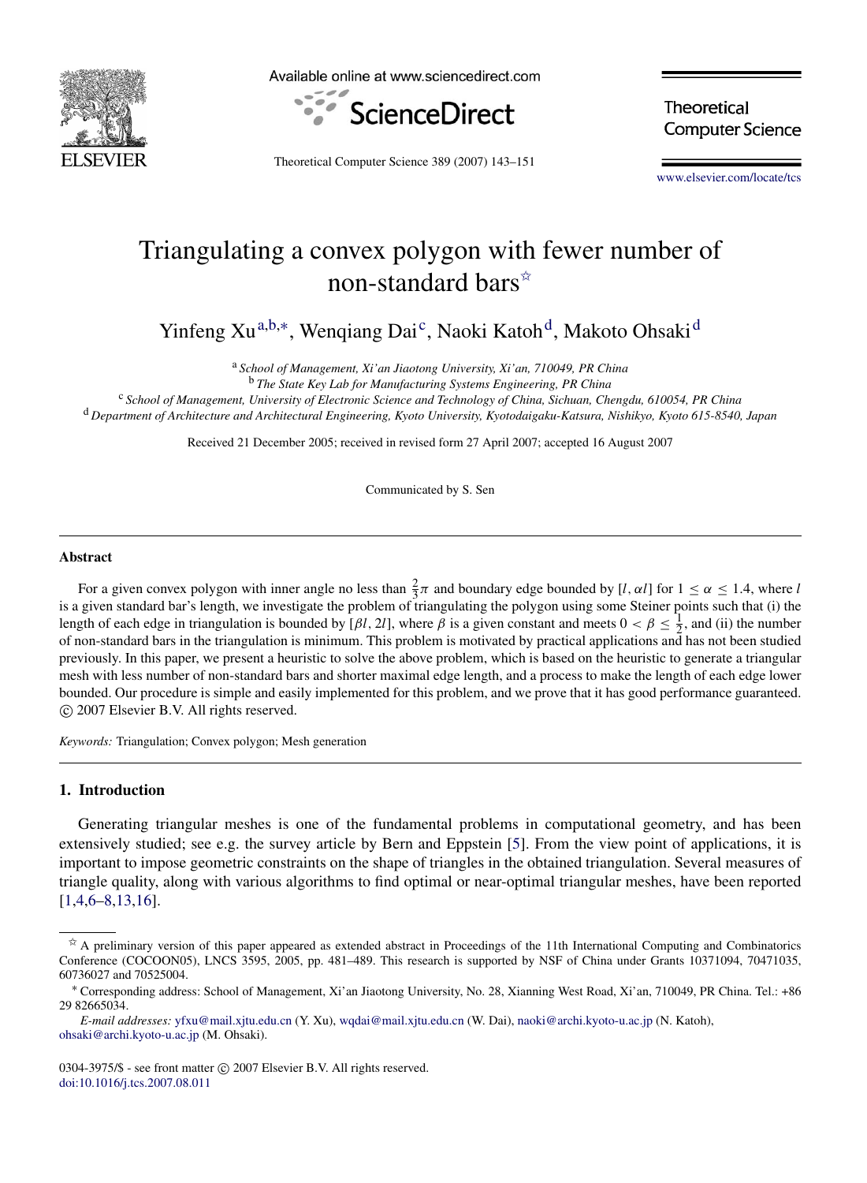# Triangulating a convex polygon with fewer number of non-standard bars[☆]

Yinfeng Xu[a,b,*], Wenqiang Dai[c], Naoki Katoh[d], Makoto Ohsaki[d]

[a] *School of Management, Xi'an Jiaotong University, Xi'an, 710049, PR China*
[b] *The State Key Lab for Manufacturing Systems Engineering, PR China*
[c] *School of Management, University of Electronic Science and Technology of China, Sichuan, Chengdu, 610054, PR China*
[d] *Department of Architecture and Architectural Engineering, Kyoto University, Kyotodaigaku-Katsura, Nishikyo, Kyoto 615-8540, Japan*

Received 21 December 2005; received in revised form 27 April 2007; accepted 16 August 2007

Communicated by S. Sen

## Abstract

For a given convex polygon with inner angle no less than $\frac{2}{3}\pi$ and boundary edge bounded by $[l, \alpha l]$ for $1 \leq \alpha \leq 1.4$, where $l$ is a given standard bar's length, we investigate the problem of triangulating the polygon using some Steiner points such that (i) the length of each edge in triangulation is bounded by $[\beta l, 2l]$, where $\beta$ is a given constant and meets $0 < \beta \leq \frac{1}{2}$, and (ii) the number of non-standard bars in the triangulation is minimum. This problem is motivated by practical applications and has not been studied previously. In this paper, we present a heuristic to solve the above problem, which is based on the heuristic to generate a triangular mesh with less number of non-standard bars and shorter maximal edge length, and a process to make the length of each edge lower bounded. Our procedure is simple and easily implemented for this problem, and we prove that it has good performance guaranteed.
© 2007 Elsevier B.V. All rights reserved.

*Keywords:* Triangulation; Convex polygon; Mesh generation

## 1. Introduction

Generating triangular meshes is one of the fundamental problems in computational geometry, and has been extensively studied; see e.g. the survey article by Bern and Eppstein [5]. From the view point of applications, it is important to impose geometric constraints on the shape of triangles in the obtained triangulation. Several measures of triangle quality, along with various algorithms to find optimal or near-optimal triangular meshes, have been reported [1,4,6–8,13,16].

---

[☆] A preliminary version of this paper appeared as extended abstract in Proceedings of the 11th International Computing and Combinatorics Conference (COCOON05), LNCS 3595, 2005, pp. 481–489. This research is supported by NSF of China under Grants 10371094, 70471035, 60736027 and 70525004.

[*] Corresponding address: School of Management, Xi'an Jiaotong University, No. 28, Xianning West Road, Xi'an, 710049, PR China. Tel.: +86 29 82665034.

*E-mail addresses:* yfxu@mail.xjtu.edu.cn (Y. Xu), wqdai@mail.xjtu.edu.cn (W. Dai), naoki@archi.kyoto-u.ac.jp (N. Katoh), ohsaki@archi.kyoto-u.ac.jp (M. Ohsaki).

0304-3975/$ - see front matter © 2007 Elsevier B.V. All rights reserved.
doi:10.1016/j.tcs.2007.08.011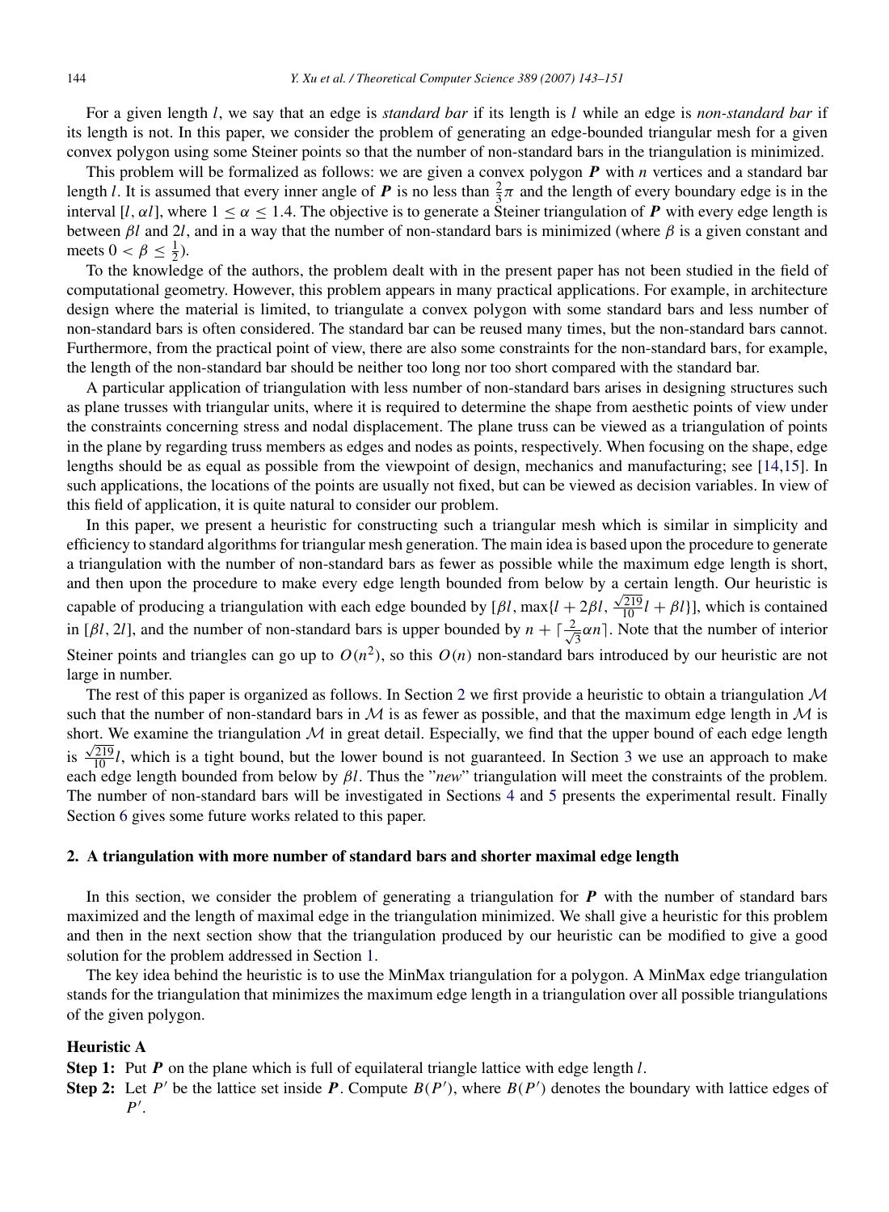For a given length $l$, we say that an edge is *standard bar* if its length is $l$ while an edge is *non-standard bar* if its length is not. In this paper, we consider the problem of generating an edge-bounded triangular mesh for a given convex polygon using some Steiner points so that the number of non-standard bars in the triangulation is minimized.

This problem will be formalized as follows: we are given a convex polygon $\boldsymbol{P}$ with $n$ vertices and a standard bar length $l$. It is assumed that every inner angle of $\boldsymbol{P}$ is no less than $\frac{2}{3}\pi$ and the length of every boundary edge is in the interval $[l, \alpha l]$, where $1 \leq \alpha \leq 1.4$. The objective is to generate a Steiner triangulation of $\boldsymbol{P}$ with every edge length is between $\beta l$ and $2l$, and in a way that the number of non-standard bars is minimized (where $\beta$ is a given constant and meets $0 < \beta \leq \frac{1}{2}$).

To the knowledge of the authors, the problem dealt with in the present paper has not been studied in the field of computational geometry. However, this problem appears in many practical applications. For example, in architecture design where the material is limited, to triangulate a convex polygon with some standard bars and less number of non-standard bars is often considered. The standard bar can be reused many times, but the non-standard bars cannot. Furthermore, from the practical point of view, there are also some constraints for the non-standard bars, for example, the length of the non-standard bar should be neither too long nor too short compared with the standard bar.

A particular application of triangulation with less number of non-standard bars arises in designing structures such as plane trusses with triangular units, where it is required to determine the shape from aesthetic points of view under the constraints concerning stress and nodal displacement. The plane truss can be viewed as a triangulation of points in the plane by regarding truss members as edges and nodes as points, respectively. When focusing on the shape, edge lengths should be as equal as possible from the viewpoint of design, mechanics and manufacturing; see [14,15]. In such applications, the locations of the points are usually not fixed, but can be viewed as decision variables. In view of this field of application, it is quite natural to consider our problem.

In this paper, we present a heuristic for constructing such a triangular mesh which is similar in simplicity and efficiency to standard algorithms for triangular mesh generation. The main idea is based upon the procedure to generate a triangulation with the number of non-standard bars as fewer as possible while the maximum edge length is short, and then upon the procedure to make every edge length bounded from below by a certain length. Our heuristic is capable of producing a triangulation with each edge bounded by $[\beta l, \max\{l + 2\beta l, \frac{\sqrt{219}}{10}l + \beta l\}]$, which is contained in $[\beta l, 2l]$, and the number of non-standard bars is upper bounded by $n + \lceil \frac{2}{\sqrt{3}}\alpha n \rceil$. Note that the number of interior Steiner points and triangles can go up to $O(n^2)$, so this $O(n)$ non-standard bars introduced by our heuristic are not large in number.

The rest of this paper is organized as follows. In Section 2 we first provide a heuristic to obtain a triangulation $\mathcal{M}$ such that the number of non-standard bars in $\mathcal{M}$ is as fewer as possible, and that the maximum edge length in $\mathcal{M}$ is short. We examine the triangulation $\mathcal{M}$ in great detail. Especially, we find that the upper bound of each edge length is $\frac{\sqrt{219}}{10}l$, which is a tight bound, but the lower bound is not guaranteed. In Section 3 we use an approach to make each edge length bounded from below by $\beta l$. Thus the "*new*" triangulation will meet the constraints of the problem. The number of non-standard bars will be investigated in Sections 4 and 5 presents the experimental result. Finally Section 6 gives some future works related to this paper.

## 2. A triangulation with more number of standard bars and shorter maximal edge length

In this section, we consider the problem of generating a triangulation for $\boldsymbol{P}$ with the number of standard bars maximized and the length of maximal edge in the triangulation minimized. We shall give a heuristic for this problem and then in the next section show that the triangulation produced by our heuristic can be modified to give a good solution for the problem addressed in Section 1.

The key idea behind the heuristic is to use the MinMax triangulation for a polygon. A MinMax edge triangulation stands for the triangulation that minimizes the maximum edge length in a triangulation over all possible triangulations of the given polygon.

**Heuristic A**

**Step 1:** Put $\boldsymbol{P}$ on the plane which is full of equilateral triangle lattice with edge length $l$.

**Step 2:** Let $P'$ be the lattice set inside $\boldsymbol{P}$. Compute $B(P')$, where $B(P')$ denotes the boundary with lattice edges of $P'$.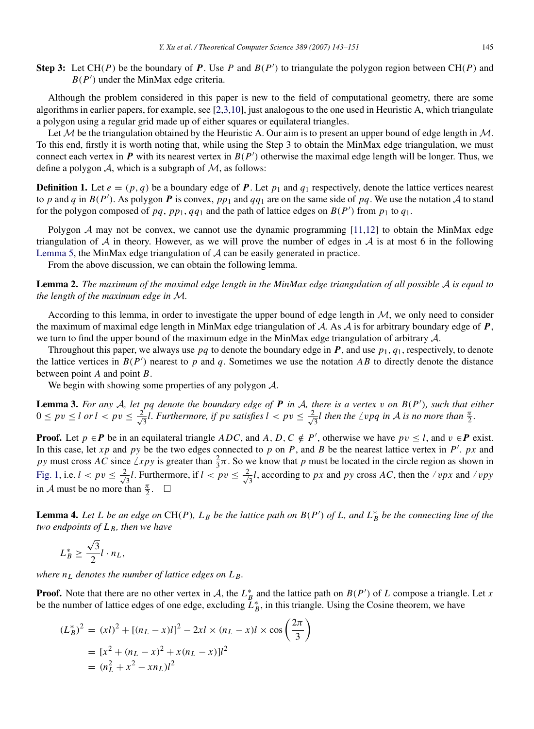**Step 3:** Let CH($P$) be the boundary of $\boldsymbol{P}$. Use $P$ and $B(P')$ to triangulate the polygon region between CH($P$) and $B(P')$ under the MinMax edge criteria.

Although the problem considered in this paper is new to the field of computational geometry, there are some algorithms in earlier papers, for example, see [2,3,10], just analogous to the one used in Heuristic A, which triangulate a polygon using a regular grid made up of either squares or equilateral triangles.

Let $\mathcal{M}$ be the triangulation obtained by the Heuristic A. Our aim is to present an upper bound of edge length in $\mathcal{M}$. To this end, firstly it is worth noting that, while using the Step 3 to obtain the MinMax edge triangulation, we must connect each vertex in $\boldsymbol{P}$ with its nearest vertex in $B(P')$ otherwise the maximal edge length will be longer. Thus, we define a polygon $\mathcal{A}$, which is a subgraph of $\mathcal{M}$, as follows:

**Definition 1.** Let $e = (p, q)$ be a boundary edge of $\boldsymbol{P}$. Let $p_1$ and $q_1$ respectively, denote the lattice vertices nearest to $p$ and $q$ in $B(P')$. As polygon $\boldsymbol{P}$ is convex, $pp_1$ and $qq_1$ are on the same side of $pq$. We use the notation $\mathcal{A}$ to stand for the polygon composed of $pq$, $pp_1$, $qq_1$ and the path of lattice edges on $B(P')$ from $p_1$ to $q_1$.

Polygon $\mathcal{A}$ may not be convex, we cannot use the dynamic programming [11,12] to obtain the MinMax edge triangulation of $\mathcal{A}$ in theory. However, as we will prove the number of edges in $\mathcal{A}$ is at most 6 in the following Lemma 5, the MinMax edge triangulation of $\mathcal{A}$ can be easily generated in practice.

From the above discussion, we can obtain the following lemma.

**Lemma 2.** *The maximum of the maximal edge length in the MinMax edge triangulation of all possible $\mathcal{A}$ is equal to the length of the maximum edge in $\mathcal{M}$.*

According to this lemma, in order to investigate the upper bound of edge length in $\mathcal{M}$, we only need to consider the maximum of maximal edge length in MinMax edge triangulation of $\mathcal{A}$. As $\mathcal{A}$ is for arbitrary boundary edge of $\boldsymbol{P}$, we turn to find the upper bound of the maximum edge in the MinMax edge triangulation of arbitrary $\mathcal{A}$.

Throughout this paper, we always use $pq$ to denote the boundary edge in $\boldsymbol{P}$, and use $p_1$, $q_1$, respectively, to denote the lattice vertices in $B(P')$ nearest to $p$ and $q$. Sometimes we use the notation $AB$ to directly denote the distance between point $A$ and point $B$.

We begin with showing some properties of any polygon $\mathcal{A}$.

**Lemma 3.** *For any $\mathcal{A}$, let $pq$ denote the boundary edge of $\boldsymbol{P}$ in $\mathcal{A}$, there is a vertex $v$ on $B(P')$, such that either $0 \le pv \le l$ or $l < pv \le \frac{2}{\sqrt{3}}l$. Furthermore, if $pv$ satisfies $l < pv \le \frac{2}{\sqrt{3}}l$ then the $\angle vpq$ in $\mathcal{A}$ is no more than $\frac{\pi}{2}$.*

**Proof.** Let $p \in \boldsymbol{P}$ be in an equilateral triangle $ADC$, and $A, D, C \notin P'$, otherwise we have $pv \le l$, and $v \in \boldsymbol{P}$ exist. In this case, let $xp$ and $py$ be the two edges connected to $p$ on $P$, and $B$ be the nearest lattice vertex in $P'$. $px$ and $py$ must cross $AC$ since $\angle xpy$ is greater than $\frac{2}{3}\pi$. So we know that $p$ must be located in the circle region as shown in Fig. 1, i.e. $l < pv \le \frac{2}{\sqrt{3}}l$. Furthermore, if $l < pv \le \frac{2}{\sqrt{3}}l$, according to $px$ and $py$ cross $AC$, then the $\angle vpx$ and $\angle vpy$ in $\mathcal{A}$ must be no more than $\frac{\pi}{2}$. $\square$

**Lemma 4.** *Let $L$ be an edge on CH($P$), $L_B$ be the lattice path on $B(P')$ of $L$, and $L_B^*$ be the connecting line of the two endpoints of $L_B$, then we have*

$$L_B^* \ge \frac{\sqrt{3}}{2} l \cdot n_L,$$

*where $n_L$ denotes the number of lattice edges on $L_B$.*

**Proof.** Note that there are no other vertex in $\mathcal{A}$, the $L_B^*$ and the lattice path on $B(P')$ of $L$ compose a triangle. Let $x$ be the number of lattice edges of one edge, excluding $L_B^*$, in this triangle. Using the Cosine theorem, we have

$$\begin{aligned}(L_B^*)^2 &= (xl)^2 + [(n_L - x)l]^2 - 2xl \times (n_L - x)l \times \cos\left(\frac{2\pi}{3}\right) \\ &= [x^2 + (n_L - x)^2 + x(n_L - x)]l^2 \\ &= (n_L^2 + x^2 - xn_L)l^2\end{aligned}$$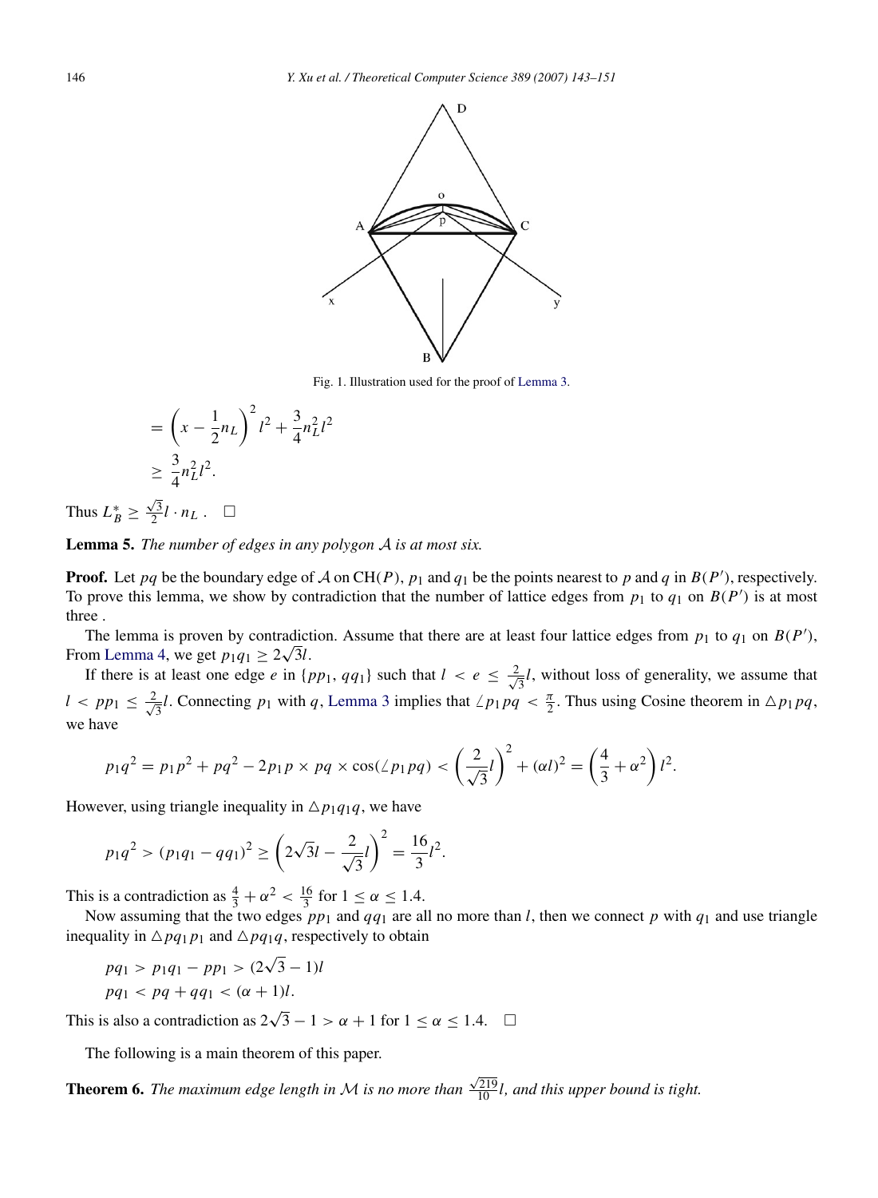Fig. 1. Illustration used for the proof of Lemma 3.

$$= \left(x - \frac{1}{2}n_L\right)^2 l^2 + \frac{3}{4}n_L^2 l^2$$
$$\geq \frac{3}{4}n_L^2 l^2.$$

Thus $L_B^* \geq \frac{\sqrt{3}}{2} l \cdot n_L$. □

**Lemma 5.** *The number of edges in any polygon $\mathcal{A}$ is at most six.*

**Proof.** Let $pq$ be the boundary edge of $\mathcal{A}$ on $\mathrm{CH}(P)$, $p_1$ and $q_1$ be the points nearest to $p$ and $q$ in $B(P')$, respectively. To prove this lemma, we show by contradiction that the number of lattice edges from $p_1$ to $q_1$ on $B(P')$ is at most three .

The lemma is proven by contradiction. Assume that there are at least four lattice edges from $p_1$ to $q_1$ on $B(P')$, From Lemma 4, we get $p_1q_1 \geq 2\sqrt{3}l$.

If there is at least one edge $e$ in $\{pp_1, qq_1\}$ such that $l < e \leq \frac{2}{\sqrt{3}}l$, without loss of generality, we assume that $l < pp_1 \leq \frac{2}{\sqrt{3}}l$. Connecting $p_1$ with $q$, Lemma 3 implies that $\angle p_1pq < \frac{\pi}{2}$. Thus using Cosine theorem in $\triangle p_1pq$, we have

$$p_1q^2 = p_1p^2 + pq^2 - 2p_1p \times pq \times \cos(\angle p_1pq) < \left(\frac{2}{\sqrt{3}}l\right)^2 + (\alpha l)^2 = \left(\frac{4}{3} + \alpha^2\right)l^2.$$

However, using triangle inequality in $\triangle p_1q_1q$, we have

$$p_1q^2 > (p_1q_1 - qq_1)^2 \geq \left(2\sqrt{3}l - \frac{2}{\sqrt{3}}l\right)^2 = \frac{16}{3}l^2.$$

This is a contradiction as $\frac{4}{3} + \alpha^2 < \frac{16}{3}$ for $1 \leq \alpha \leq 1.4$.

Now assuming that the two edges $pp_1$ and $qq_1$ are all no more than $l$, then we connect $p$ with $q_1$ and use triangle inequality in $\triangle pq_1p_1$ and $\triangle pq_1q$, respectively to obtain

$$pq_1 > p_1q_1 - pp_1 > (2\sqrt{3} - 1)l$$
$$pq_1 < pq + qq_1 < (\alpha + 1)l.$$

This is also a contradiction as $2\sqrt{3} - 1 > \alpha + 1$ for $1 \leq \alpha \leq 1.4$. □

The following is a main theorem of this paper.

**Theorem 6.** *The maximum edge length in $\mathcal{M}$ is no more than $\frac{\sqrt{219}}{10}l$, and this upper bound is tight.*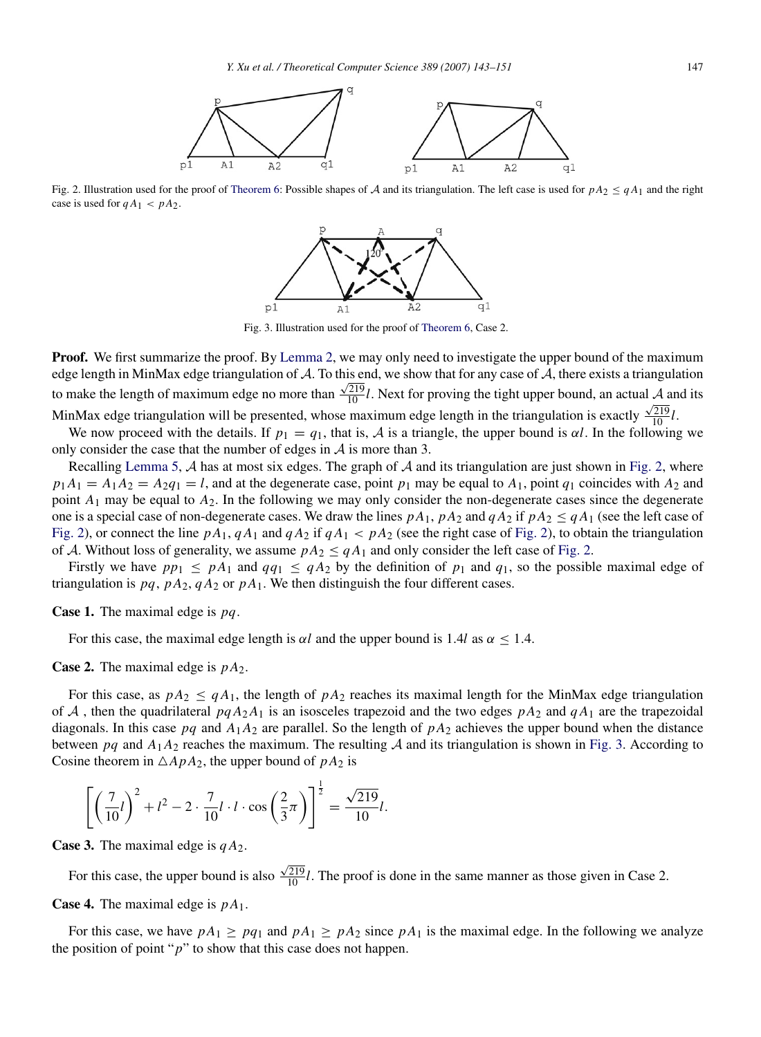Fig. 2. Illustration used for the proof of Theorem 6: Possible shapes of $\mathcal{A}$ and its triangulation. The left case is used for $pA_2 \leq qA_1$ and the right case is used for $qA_1 < pA_2$.

Fig. 3. Illustration used for the proof of Theorem 6, Case 2.

**Proof.** We first summarize the proof. By Lemma 2, we may only need to investigate the upper bound of the maximum edge length in MinMax edge triangulation of $\mathcal{A}$. To this end, we show that for any case of $\mathcal{A}$, there exists a triangulation to make the length of maximum edge no more than $\frac{\sqrt{219}}{10}l$. Next for proving the tight upper bound, an actual $\mathcal{A}$ and its MinMax edge triangulation will be presented, whose maximum edge length in the triangulation is exactly $\frac{\sqrt{219}}{10}l$.

We now proceed with the details. If $p_1 = q_1$, that is, $\mathcal{A}$ is a triangle, the upper bound is $\alpha l$. In the following we only consider the case that the number of edges in $\mathcal{A}$ is more than 3.

Recalling Lemma 5, $\mathcal{A}$ has at most six edges. The graph of $\mathcal{A}$ and its triangulation are just shown in Fig. 2, where $p_1A_1 = A_1A_2 = A_2q_1 = l$, and at the degenerate case, point $p_1$ may be equal to $A_1$, point $q_1$ coincides with $A_2$ and point $A_1$ may be equal to $A_2$. In the following we may only consider the non-degenerate cases since the degenerate one is a special case of non-degenerate cases. We draw the lines $pA_1$, $pA_2$ and $qA_2$ if $pA_2 \leq qA_1$ (see the left case of Fig. 2), or connect the line $pA_1$, $qA_1$ and $qA_2$ if $qA_1 < pA_2$ (see the right case of Fig. 2), to obtain the triangulation of $\mathcal{A}$. Without loss of generality, we assume $pA_2 \leq qA_1$ and only consider the left case of Fig. 2.

Firstly we have $pp_1 \leq pA_1$ and $qq_1 \leq qA_2$ by the definition of $p_1$ and $q_1$, so the possible maximal edge of triangulation is $pq$, $pA_2$, $qA_2$ or $pA_1$. We then distinguish the four different cases.

**Case 1.** The maximal edge is $pq$.

For this case, the maximal edge length is $\alpha l$ and the upper bound is $1.4l$ as $\alpha \leq 1.4$.

**Case 2.** The maximal edge is $pA_2$.

For this case, as $pA_2 \leq qA_1$, the length of $pA_2$ reaches its maximal length for the MinMax edge triangulation of $\mathcal{A}$ , then the quadrilateral $pqA_2A_1$ is an isosceles trapezoid and the two edges $pA_2$ and $qA_1$ are the trapezoidal diagonals. In this case $pq$ and $A_1A_2$ are parallel. So the length of $pA_2$ achieves the upper bound when the distance between $pq$ and $A_1A_2$ reaches the maximum. The resulting $\mathcal{A}$ and its triangulation is shown in Fig. 3. According to Cosine theorem in $\triangle ApA_2$, the upper bound of $pA_2$ is

$$\left[\left(\frac{7}{10}l\right)^2 + l^2 - 2 \cdot \frac{7}{10}l \cdot l \cdot \cos\left(\frac{2}{3}\pi\right)\right]^{\frac{1}{2}} = \frac{\sqrt{219}}{10}l.$$

**Case 3.** The maximal edge is $qA_2$.

For this case, the upper bound is also $\frac{\sqrt{219}}{10}l$. The proof is done in the same manner as those given in Case 2.

**Case 4.** The maximal edge is $pA_1$.

For this case, we have $pA_1 \geq pq_1$ and $pA_1 \geq pA_2$ since $pA_1$ is the maximal edge. In the following we analyze the position of point "$p$" to show that this case does not happen.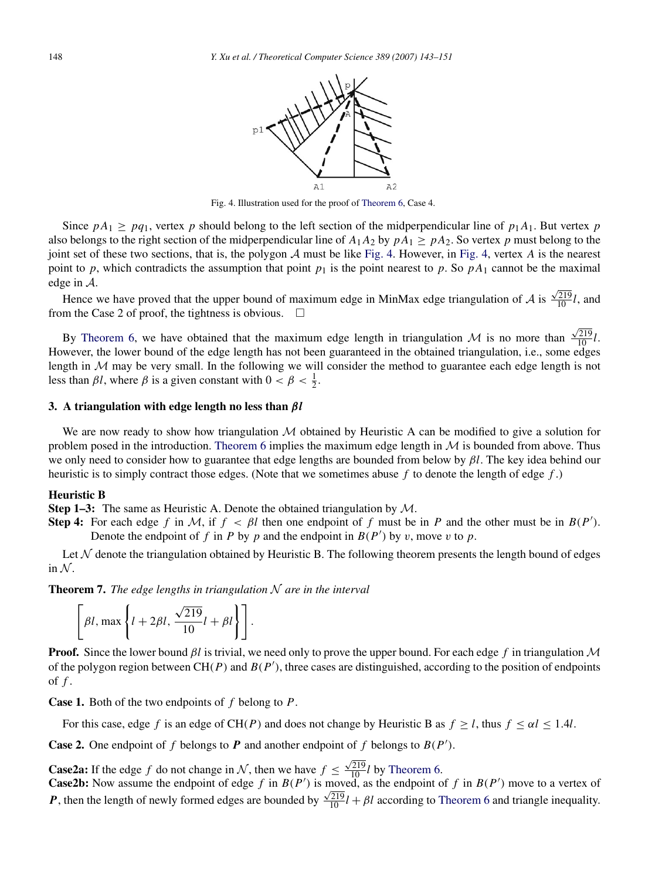Fig. 4. Illustration used for the proof of Theorem 6, Case 4.

Since $pA_1 \geq pq_1$, vertex $p$ should belong to the left section of the midperpendicular line of $p_1A_1$. But vertex $p$ also belongs to the right section of the midperpendicular line of $A_1A_2$ by $pA_1 \geq pA_2$. So vertex $p$ must belong to the joint set of these two sections, that is, the polygon $\mathcal{A}$ must be like Fig. 4. However, in Fig. 4, vertex $A$ is the nearest point to $p$, which contradicts the assumption that point $p_1$ is the point nearest to $p$. So $pA_1$ cannot be the maximal edge in $\mathcal{A}$.

Hence we have proved that the upper bound of maximum edge in MinMax edge triangulation of $\mathcal{A}$ is $\frac{\sqrt{219}}{10}l$, and from the Case 2 of proof, the tightness is obvious. $\square$

By Theorem 6, we have obtained that the maximum edge length in triangulation $\mathcal{M}$ is no more than $\frac{\sqrt{219}}{10}l$. However, the lower bound of the edge length has not been guaranteed in the obtained triangulation, i.e., some edges length in $\mathcal{M}$ may be very small. In the following we will consider the method to guarantee each edge length is not less than $\beta l$, where $\beta$ is a given constant with $0 < \beta < \frac{1}{2}$.

## 3. A triangulation with edge length no less than $\beta l$

We are now ready to show how triangulation $\mathcal{M}$ obtained by Heuristic A can be modified to give a solution for problem posed in the introduction. Theorem 6 implies the maximum edge length in $\mathcal{M}$ is bounded from above. Thus we only need to consider how to guarantee that edge lengths are bounded from below by $\beta l$. The key idea behind our heuristic is to simply contract those edges. (Note that we sometimes abuse $f$ to denote the length of edge $f$.)

**Heuristic B**

**Step 1–3:** The same as Heuristic A. Denote the obtained triangulation by $\mathcal{M}$.

**Step 4:** For each edge $f$ in $\mathcal{M}$, if $f < \beta l$ then one endpoint of $f$ must be in $P$ and the other must be in $B(P')$. Denote the endpoint of $f$ in $P$ by $p$ and the endpoint in $B(P')$ by $v$, move $v$ to $p$.

Let $\mathcal{N}$ denote the triangulation obtained by Heuristic B. The following theorem presents the length bound of edges in $\mathcal{N}$.

**Theorem 7.** *The edge lengths in triangulation $\mathcal{N}$ are in the interval*

$$\left[\beta l, \max\left\{l + 2\beta l, \frac{\sqrt{219}}{10}l + \beta l\right\}\right].$$

**Proof.** Since the lower bound $\beta l$ is trivial, we need only to prove the upper bound. For each edge $f$ in triangulation $\mathcal{M}$ of the polygon region between $\mathrm{CH}(P)$ and $B(P')$, three cases are distinguished, according to the position of endpoints of $f$.

**Case 1.** Both of the two endpoints of $f$ belong to $P$.

For this case, edge $f$ is an edge of $\mathrm{CH}(P)$ and does not change by Heuristic B as $f \geq l$, thus $f \leq \alpha l \leq 1.4l$.

**Case 2.** One endpoint of $f$ belongs to $\boldsymbol{P}$ and another endpoint of $f$ belongs to $B(P')$.

**Case2a:** If the edge $f$ do not change in $\mathcal{N}$, then we have $f \leq \frac{\sqrt{219}}{10}l$ by Theorem 6.

**Case2b:** Now assume the endpoint of edge $f$ in $B(P')$ is moved, as the endpoint of $f$ in $B(P')$ move to a vertex of $\boldsymbol{P}$, then the length of newly formed edges are bounded by $\frac{\sqrt{219}}{10}l + \beta l$ according to Theorem 6 and triangle inequality.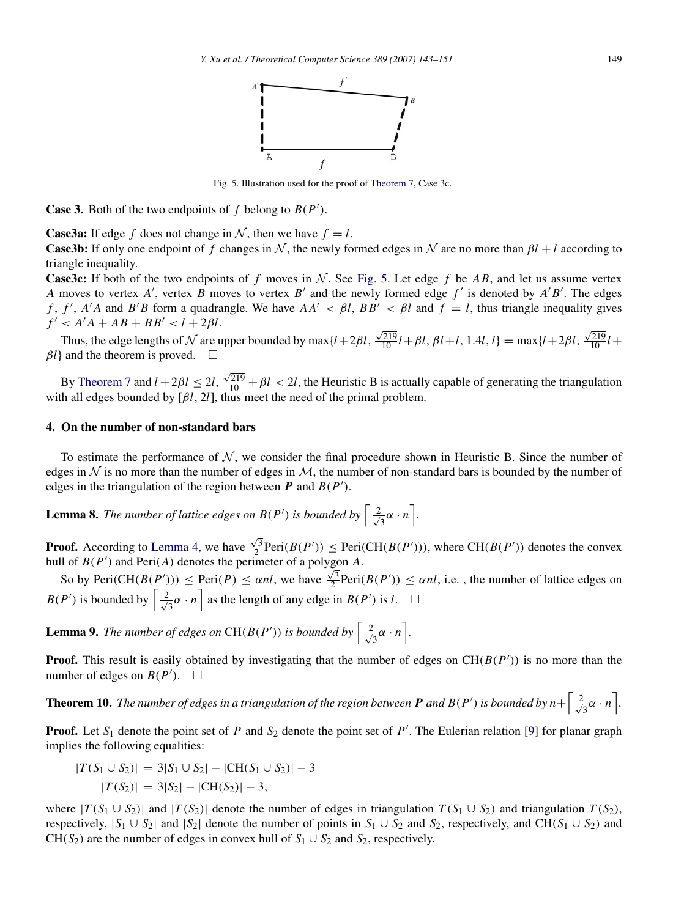Fig. 5. Illustration used for the proof of Theorem 7, Case 3c.

**Case 3.** Both of the two endpoints of $f$ belong to $B(P')$.

**Case3a:** If edge $f$ does not change in $\mathcal{N}$, then we have $f = l$.

**Case3b:** If only one endpoint of $f$ changes in $\mathcal{N}$, the newly formed edges in $\mathcal{N}$ are no more than $\beta l + l$ according to triangle inequality.

**Case3c:** If both of the two endpoints of $f$ moves in $\mathcal{N}$. See Fig. 5. Let edge $f$ be $AB$, and let us assume vertex $A$ moves to vertex $A'$, vertex $B$ moves to vertex $B'$ and the newly formed edge $f'$ is denoted by $A'B'$. The edges $f$, $f'$, $A'A$ and $B'B$ form a quadrangle. We have $AA' < \beta l$, $BB' < \beta l$ and $f = l$, thus triangle inequality gives $f' < A'A + AB + BB' < l + 2\beta l$.

Thus, the edge lengths of $\mathcal{N}$ are upper bounded by $\max\{l+2\beta l, \frac{\sqrt{219}}{10}l+\beta l, \beta l+l, 1.4l, l\} = \max\{l+2\beta l, \frac{\sqrt{219}}{10}l+\beta l\}$ and the theorem is proved. $\square$

By Theorem 7 and $l+2\beta l \leq 2l$, $\frac{\sqrt{219}}{10}+\beta l < 2l$, the Heuristic B is actually capable of generating the triangulation with all edges bounded by $[\beta l, 2l]$, thus meet the need of the primal problem.

## 4. On the number of non-standard bars

To estimate the performance of $\mathcal{N}$, we consider the final procedure shown in Heuristic B. Since the number of edges in $\mathcal{N}$ is no more than the number of edges in $\mathcal{M}$, the number of non-standard bars is bounded by the number of edges in the triangulation of the region between $\boldsymbol{P}$ and $B(P')$.

**Lemma 8.** *The number of lattice edges on $B(P')$ is bounded by $\left\lceil \frac{2}{\sqrt{3}}\alpha \cdot n \right\rceil$.*

**Proof.** According to Lemma 4, we have $\frac{\sqrt{3}}{2}\text{Peri}(B(P')) \leq \text{Peri}(\text{CH}(B(P')))$, where $\text{CH}(B(P'))$ denotes the convex hull of $B(P')$ and $\text{Peri}(A)$ denotes the perimeter of a polygon $A$.

So by $\text{Peri}(\text{CH}(B(P'))) \leq \text{Peri}(P) \leq \alpha nl$, we have $\frac{\sqrt{3}}{2}\text{Peri}(B(P')) \leq \alpha nl$, i.e. , the number of lattice edges on $B(P')$ is bounded by $\left\lceil \frac{2}{\sqrt{3}}\alpha \cdot n \right\rceil$ as the length of any edge in $B(P')$ is $l$. $\square$

**Lemma 9.** *The number of edges on $\text{CH}(B(P'))$ is bounded by $\left\lceil \frac{2}{\sqrt{3}}\alpha \cdot n \right\rceil$.*

**Proof.** This result is easily obtained by investigating that the number of edges on $\text{CH}(B(P'))$ is no more than the number of edges on $B(P')$. $\square$

**Theorem 10.** *The number of edges in a triangulation of the region between $\boldsymbol{P}$ and $B(P')$ is bounded by $n+\left\lceil \frac{2}{\sqrt{3}}\alpha \cdot n \right\rceil$.*

**Proof.** Let $S_1$ denote the point set of $P$ and $S_2$ denote the point set of $P'$. The Eulerian relation [9] for planar graph implies the following equalities:

$$|T(S_1 \cup S_2)| = 3|S_1 \cup S_2| - |\text{CH}(S_1 \cup S_2)| - 3$$

$$|T(S_2)| = 3|S_2| - |\text{CH}(S_2)| - 3,$$

where $|T(S_1 \cup S_2)|$ and $|T(S_2)|$ denote the number of edges in triangulation $T(S_1 \cup S_2)$ and triangulation $T(S_2)$, respectively, $|S_1 \cup S_2|$ and $|S_2|$ denote the number of points in $S_1 \cup S_2$ and $S_2$, respectively, and $\text{CH}(S_1 \cup S_2)$ and $\text{CH}(S_2)$ are the number of edges in convex hull of $S_1 \cup S_2$ and $S_2$, respectively.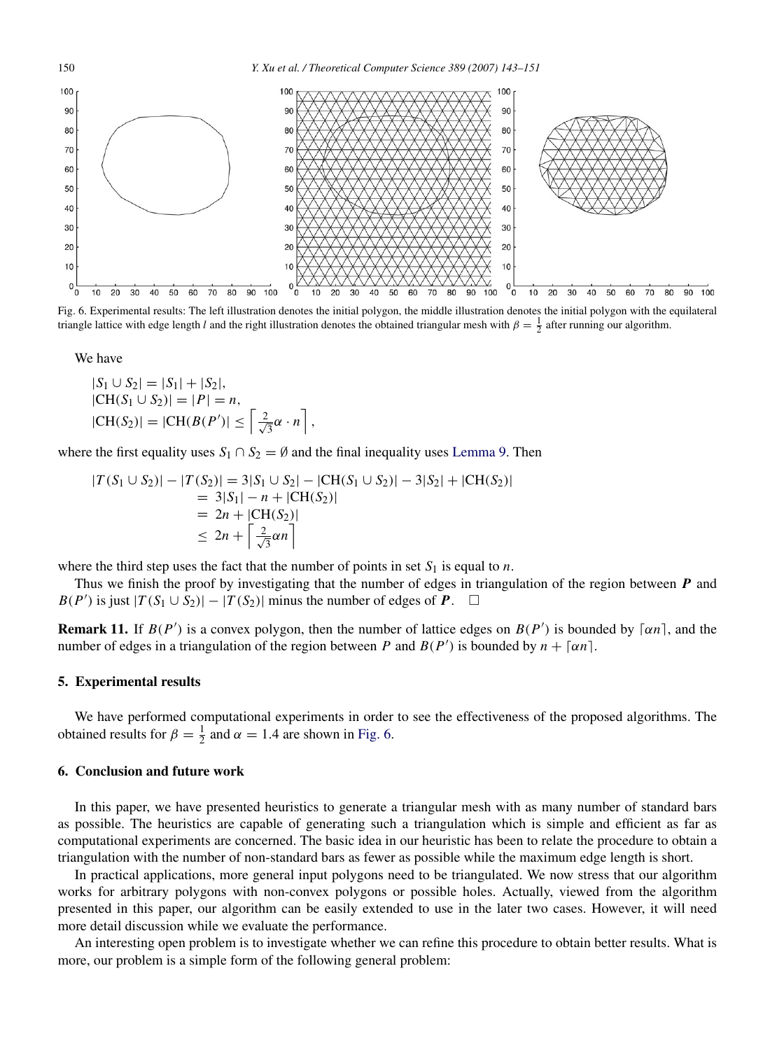Fig. 6. Experimental results: The left illustration denotes the initial polygon, the middle illustration denotes the initial polygon with the equilateral triangle lattice with edge length $l$ and the right illustration denotes the obtained triangular mesh with $\beta = \frac{1}{2}$ after running our algorithm.

We have

$$
\begin{aligned}
&|S_1 \cup S_2| = |S_1| + |S_2|, \\
&|\text{CH}(S_1 \cup S_2)| = |P| = n, \\
&|\text{CH}(S_2)| = |\text{CH}(B(P')| \le \left\lceil \tfrac{2}{\sqrt{3}}\alpha \cdot n \right\rceil,
\end{aligned}
$$

where the first equality uses $S_1 \cap S_2 = \emptyset$ and the final inequality uses Lemma 9. Then

$$
\begin{aligned}
|T(S_1 \cup S_2)| - |T(S_2)| &= 3|S_1 \cup S_2| - |\text{CH}(S_1 \cup S_2)| - 3|S_2| + |\text{CH}(S_2)| \\
&= 3|S_1| - n + |\text{CH}(S_2)| \\
&= 2n + |\text{CH}(S_2)| \\
&\le 2n + \left\lceil \tfrac{2}{\sqrt{3}}\alpha n \right\rceil
\end{aligned}
$$

where the third step uses the fact that the number of points in set $S_1$ is equal to $n$.

Thus we finish the proof by investigating that the number of edges in triangulation of the region between $\boldsymbol{P}$ and $B(P')$ is just $|T(S_1 \cup S_2)| - |T(S_2)|$ minus the number of edges of $\boldsymbol{P}$. $\square$

**Remark 11.** If $B(P')$ is a convex polygon, then the number of lattice edges on $B(P')$ is bounded by $\lceil \alpha n \rceil$, and the number of edges in a triangulation of the region between $P$ and $B(P')$ is bounded by $n + \lceil \alpha n \rceil$.

## 5. Experimental results

We have performed computational experiments in order to see the effectiveness of the proposed algorithms. The obtained results for $\beta = \frac{1}{2}$ and $\alpha = 1.4$ are shown in Fig. 6.

## 6. Conclusion and future work

In this paper, we have presented heuristics to generate a triangular mesh with as many number of standard bars as possible. The heuristics are capable of generating such a triangulation which is simple and efficient as far as computational experiments are concerned. The basic idea in our heuristic has been to relate the procedure to obtain a triangulation with the number of non-standard bars as fewer as possible while the maximum edge length is short.

In practical applications, more general input polygons need to be triangulated. We now stress that our algorithm works for arbitrary polygons with non-convex polygons or possible holes. Actually, viewed from the algorithm presented in this paper, our algorithm can be easily extended to use in the later two cases. However, it will need more detail discussion while we evaluate the performance.

An interesting open problem is to investigate whether we can refine this procedure to obtain better results. What is more, our problem is a simple form of the following general problem: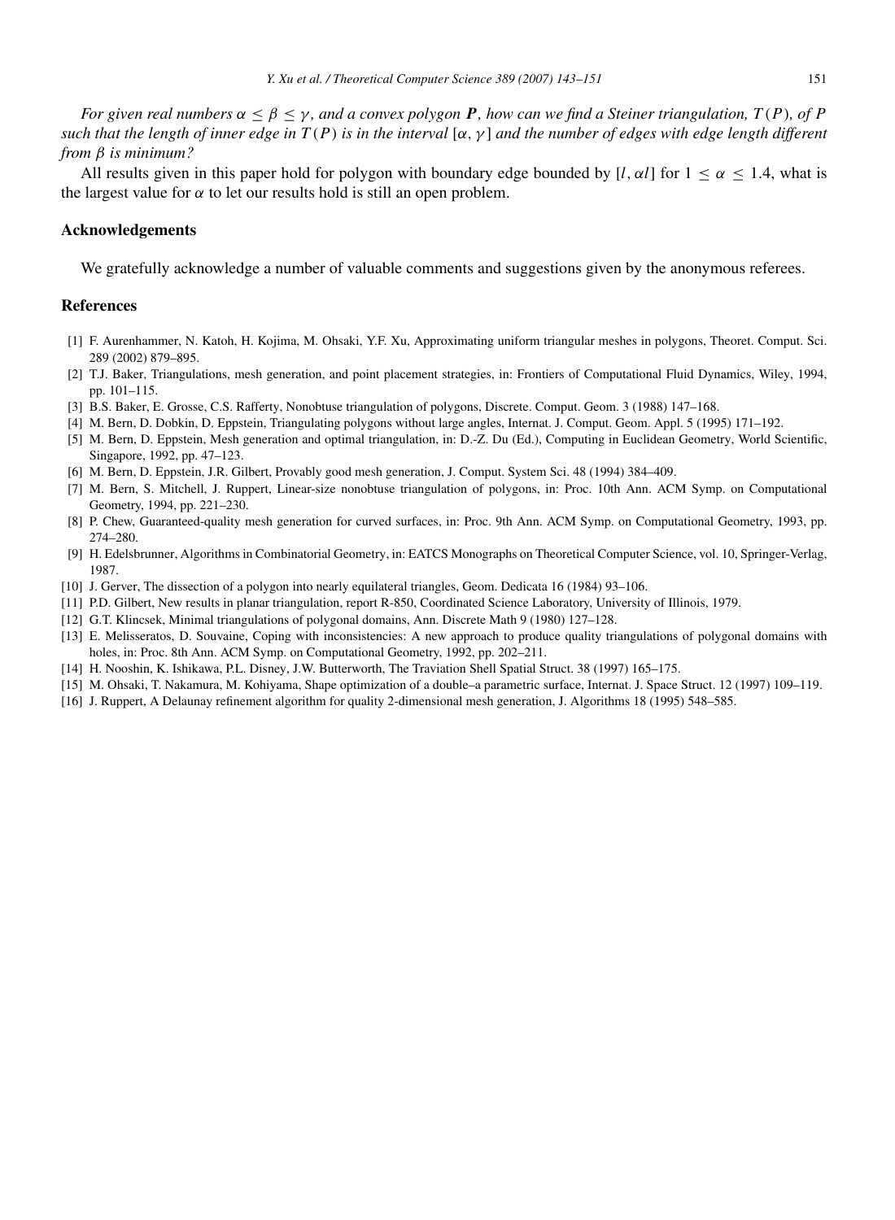*For given real numbers $\alpha \leq \beta \leq \gamma$, and a convex polygon $\boldsymbol{P}$, how can we find a Steiner triangulation, $T(P)$, of $P$ such that the length of inner edge in $T(P)$ is in the interval $[\alpha, \gamma]$ and the number of edges with edge length different from $\beta$ is minimum?*

All results given in this paper hold for polygon with boundary edge bounded by $[l, \alpha l]$ for $1 \leq \alpha \leq 1.4$, what is the largest value for $\alpha$ to let our results hold is still an open problem.

## Acknowledgements

We gratefully acknowledge a number of valuable comments and suggestions given by the anonymous referees.

## References

[1] F. Aurenhammer, N. Katoh, H. Kojima, M. Ohsaki, Y.F. Xu, Approximating uniform triangular meshes in polygons, Theoret. Comput. Sci. 289 (2002) 879–895.

[2] T.J. Baker, Triangulations, mesh generation, and point placement strategies, in: Frontiers of Computational Fluid Dynamics, Wiley, 1994, pp. 101–115.

[3] B.S. Baker, E. Grosse, C.S. Rafferty, Nonobtuse triangulation of polygons, Discrete. Comput. Geom. 3 (1988) 147–168.

[4] M. Bern, D. Dobkin, D. Eppstein, Triangulating polygons without large angles, Internat. J. Comput. Geom. Appl. 5 (1995) 171–192.

[5] M. Bern, D. Eppstein, Mesh generation and optimal triangulation, in: D.-Z. Du (Ed.), Computing in Euclidean Geometry, World Scientific, Singapore, 1992, pp. 47–123.

[6] M. Bern, D. Eppstein, J.R. Gilbert, Provably good mesh generation, J. Comput. System Sci. 48 (1994) 384–409.

[7] M. Bern, S. Mitchell, J. Ruppert, Linear-size nonobtuse triangulation of polygons, in: Proc. 10th Ann. ACM Symp. on Computational Geometry, 1994, pp. 221–230.

[8] P. Chew, Guaranteed-quality mesh generation for curved surfaces, in: Proc. 9th Ann. ACM Symp. on Computational Geometry, 1993, pp. 274–280.

[9] H. Edelsbrunner, Algorithms in Combinatorial Geometry, in: EATCS Monographs on Theoretical Computer Science, vol. 10, Springer-Verlag, 1987.

[10] J. Gerver, The dissection of a polygon into nearly equilateral triangles, Geom. Dedicata 16 (1984) 93–106.

[11] P.D. Gilbert, New results in planar triangulation, report R-850, Coordinated Science Laboratory, University of Illinois, 1979.

[12] G.T. Klincsek, Minimal triangulations of polygonal domains, Ann. Discrete Math 9 (1980) 127–128.

[13] E. Melisseratos, D. Souvaine, Coping with inconsistencies: A new approach to produce quality triangulations of polygonal domains with holes, in: Proc. 8th Ann. ACM Symp. on Computational Geometry, 1992, pp. 202–211.

[14] H. Nooshin, K. Ishikawa, P.L. Disney, J.W. Butterworth, The Traviation Shell Spatial Struct. 38 (1997) 165–175.

[15] M. Ohsaki, T. Nakamura, M. Kohiyama, Shape optimization of a double–a parametric surface, Internat. J. Space Struct. 12 (1997) 109–119.

[16] J. Ruppert, A Delaunay refinement algorithm for quality 2-dimensional mesh generation, J. Algorithms 18 (1995) 548–585.